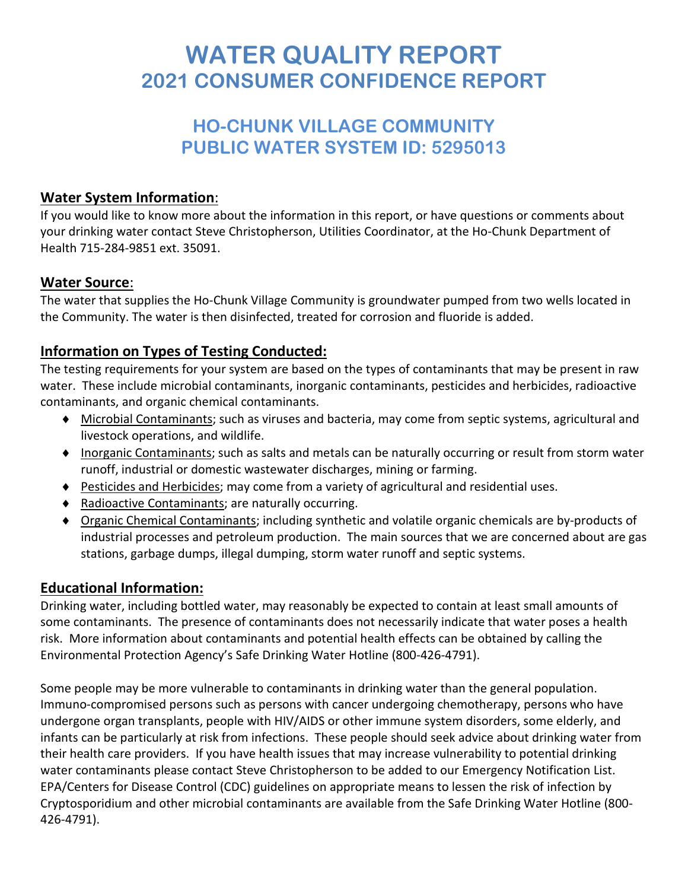# WATER QUALITY REPORT
# 2021 CONSUMER CONFIDENCE REPORT

## HO-CHUNK VILLAGE COMMUNITY
## PUBLIC WATER SYSTEM ID: 5295013

### Water System Information:

If you would like to know more about the information in this report, or have questions or comments about your drinking water contact Steve Christopherson, Utilities Coordinator, at the Ho-Chunk Department of Health 715-284-9851 ext. 35091.

### Water Source:

The water that supplies the Ho-Chunk Village Community is groundwater pumped from two wells located in the Community. The water is then disinfected, treated for corrosion and fluoride is added.

### Information on Types of Testing Conducted:

The testing requirements for your system are based on the types of contaminants that may be present in raw water. These include microbial contaminants, inorganic contaminants, pesticides and herbicides, radioactive contaminants, and organic chemical contaminants.

- Microbial Contaminants; such as viruses and bacteria, may come from septic systems, agricultural and livestock operations, and wildlife.
- Inorganic Contaminants; such as salts and metals can be naturally occurring or result from storm water runoff, industrial or domestic wastewater discharges, mining or farming.
- Pesticides and Herbicides; may come from a variety of agricultural and residential uses.
- Radioactive Contaminants; are naturally occurring.
- Organic Chemical Contaminants; including synthetic and volatile organic chemicals are by-products of industrial processes and petroleum production. The main sources that we are concerned about are gas stations, garbage dumps, illegal dumping, storm water runoff and septic systems.

### Educational Information:

Drinking water, including bottled water, may reasonably be expected to contain at least small amounts of some contaminants. The presence of contaminants does not necessarily indicate that water poses a health risk. More information about contaminants and potential health effects can be obtained by calling the Environmental Protection Agency's Safe Drinking Water Hotline (800-426-4791).

Some people may be more vulnerable to contaminants in drinking water than the general population. Immuno-compromised persons such as persons with cancer undergoing chemotherapy, persons who have undergone organ transplants, people with HIV/AIDS or other immune system disorders, some elderly, and infants can be particularly at risk from infections. These people should seek advice about drinking water from their health care providers. If you have health issues that may increase vulnerability to potential drinking water contaminants please contact Steve Christopherson to be added to our Emergency Notification List. EPA/Centers for Disease Control (CDC) guidelines on appropriate means to lessen the risk of infection by Cryptosporidium and other microbial contaminants are available from the Safe Drinking Water Hotline (800-426-4791).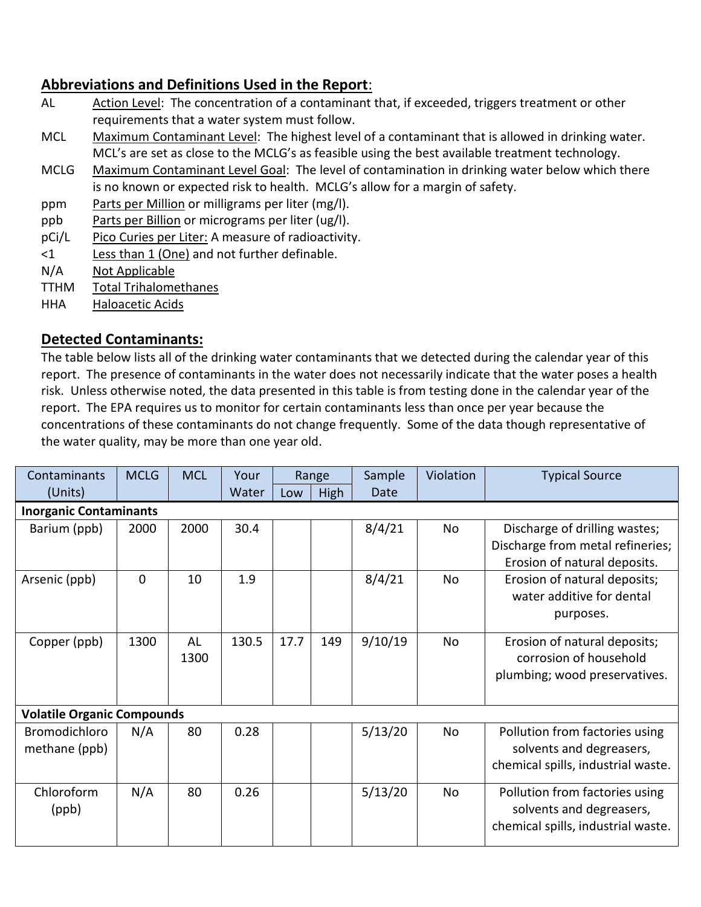## Abbreviations and Definitions Used in the Report:

AL — Action Level: The concentration of a contaminant that, if exceeded, triggers treatment or other requirements that a water system must follow.

MCL — Maximum Contaminant Level: The highest level of a contaminant that is allowed in drinking water. MCL's are set as close to the MCLG's as feasible using the best available treatment technology.

MCLG — Maximum Contaminant Level Goal: The level of contamination in drinking water below which there is no known or expected risk to health. MCLG's allow for a margin of safety.

ppm — Parts per Million or milligrams per liter (mg/l).

ppb — Parts per Billion or micrograms per liter (ug/l).

pCi/L — Pico Curies per Liter: A measure of radioactivity.

<1 — Less than 1 (One) and not further definable.

N/A — Not Applicable

TTHM — Total Trihalomethanes

HHA — Haloacetic Acids

## Detected Contaminants:

The table below lists all of the drinking water contaminants that we detected during the calendar year of this report. The presence of contaminants in the water does not necessarily indicate that the water poses a health risk. Unless otherwise noted, the data presented in this table is from testing done in the calendar year of the report. The EPA requires us to monitor for certain contaminants less than once per year because the concentrations of these contaminants do not change frequently. Some of the data though representative of the water quality, may be more than one year old.

| Contaminants (Units) | MCLG | MCL | Your Water | Range | | Sample Date | Violation | Typical Source |
|---|---|---|---|---|---|---|---|---|
| | | | | Low | High | | | |
| **Inorganic Contaminants** | | | | | | | | |
| Barium (ppb) | 2000 | 2000 | 30.4 | | | 8/4/21 | No | Discharge of drilling wastes; Discharge from metal refineries; Erosion of natural deposits. |
| Arsenic (ppb) | 0 | 10 | 1.9 | | | 8/4/21 | No | Erosion of natural deposits; water additive for dental purposes. |
| Copper (ppb) | 1300 | AL 1300 | 130.5 | 17.7 | 149 | 9/10/19 | No | Erosion of natural deposits; corrosion of household plumbing; wood preservatives. |
| **Volatile Organic Compounds** | | | | | | | | |
| Bromodichloro methane (ppb) | N/A | 80 | 0.28 | | | 5/13/20 | No | Pollution from factories using solvents and degreasers, chemical spills, industrial waste. |
| Chloroform (ppb) | N/A | 80 | 0.26 | | | 5/13/20 | No | Pollution from factories using solvents and degreasers, chemical spills, industrial waste. |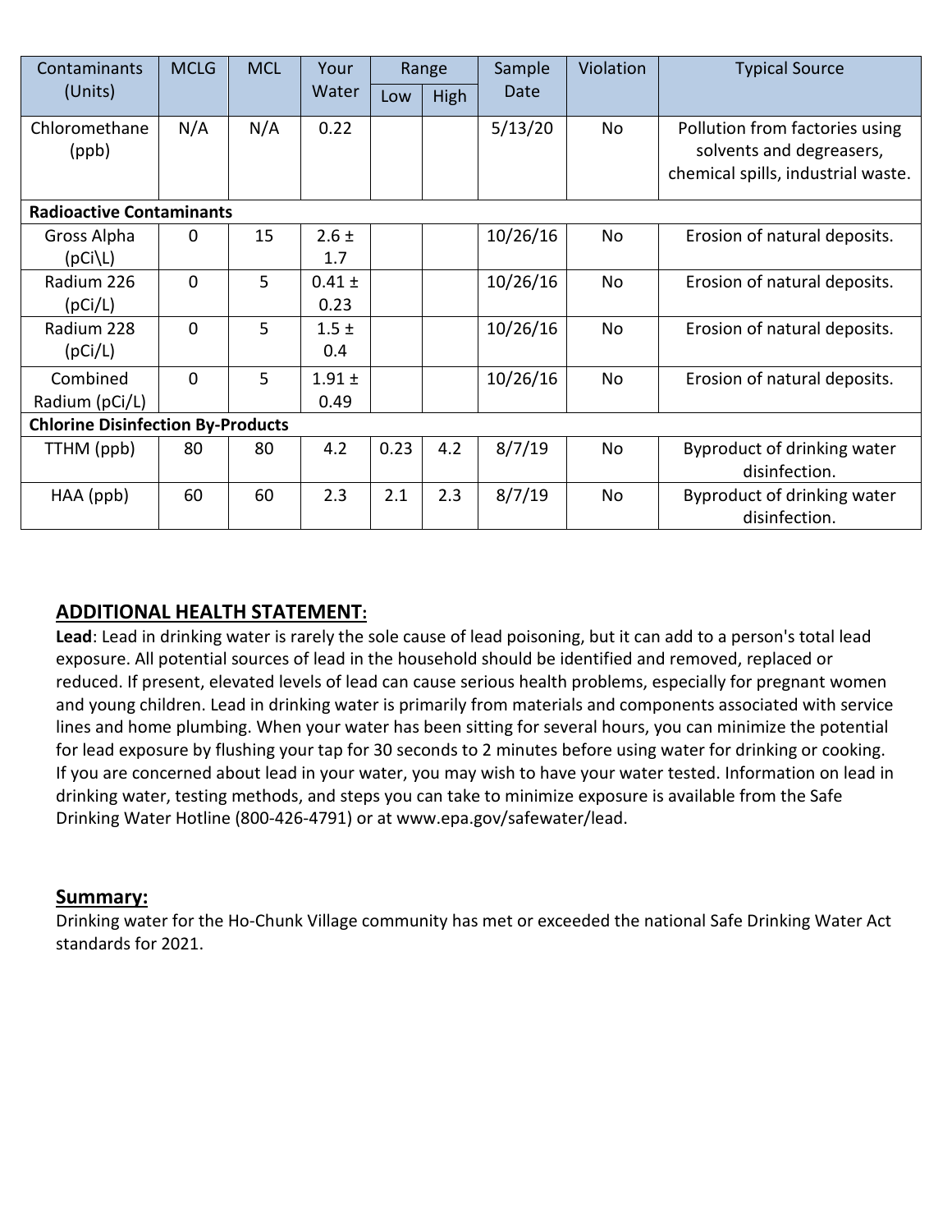| Contaminants (Units) | MCLG | MCL | Your Water | Range | | Sample Date | Violation | Typical Source |
|---|---|---|---|---|---|---|---|---|
| | | | | Low | High | | | |
| Chloromethane (ppb) | N/A | N/A | 0.22 | | | 5/13/20 | No | Pollution from factories using solvents and degreasers, chemical spills, industrial waste. |
| **Radioactive Contaminants** | | | | | | | | |
| Gross Alpha (pCi\L) | 0 | 15 | 2.6 ± 1.7 | | | 10/26/16 | No | Erosion of natural deposits. |
| Radium 226 (pCi/L) | 0 | 5 | 0.41 ± 0.23 | | | 10/26/16 | No | Erosion of natural deposits. |
| Radium 228 (pCi/L) | 0 | 5 | 1.5 ± 0.4 | | | 10/26/16 | No | Erosion of natural deposits. |
| Combined Radium (pCi/L) | 0 | 5 | 1.91 ± 0.49 | | | 10/26/16 | No | Erosion of natural deposits. |
| **Chlorine Disinfection By-Products** | | | | | | | | |
| TTHM (ppb) | 80 | 80 | 4.2 | 0.23 | 4.2 | 8/7/19 | No | Byproduct of drinking water disinfection. |
| HAA (ppb) | 60 | 60 | 2.3 | 2.1 | 2.3 | 8/7/19 | No | Byproduct of drinking water disinfection. |

## ADDITIONAL HEALTH STATEMENT:

**Lead**: Lead in drinking water is rarely the sole cause of lead poisoning, but it can add to a person's total lead exposure. All potential sources of lead in the household should be identified and removed, replaced or reduced. If present, elevated levels of lead can cause serious health problems, especially for pregnant women and young children. Lead in drinking water is primarily from materials and components associated with service lines and home plumbing. When your water has been sitting for several hours, you can minimize the potential for lead exposure by flushing your tap for 30 seconds to 2 minutes before using water for drinking or cooking. If you are concerned about lead in your water, you may wish to have your water tested. Information on lead in drinking water, testing methods, and steps you can take to minimize exposure is available from the Safe Drinking Water Hotline (800-426-4791) or at www.epa.gov/safewater/lead.

## Summary:

Drinking water for the Ho-Chunk Village community has met or exceeded the national Safe Drinking Water Act standards for 2021.